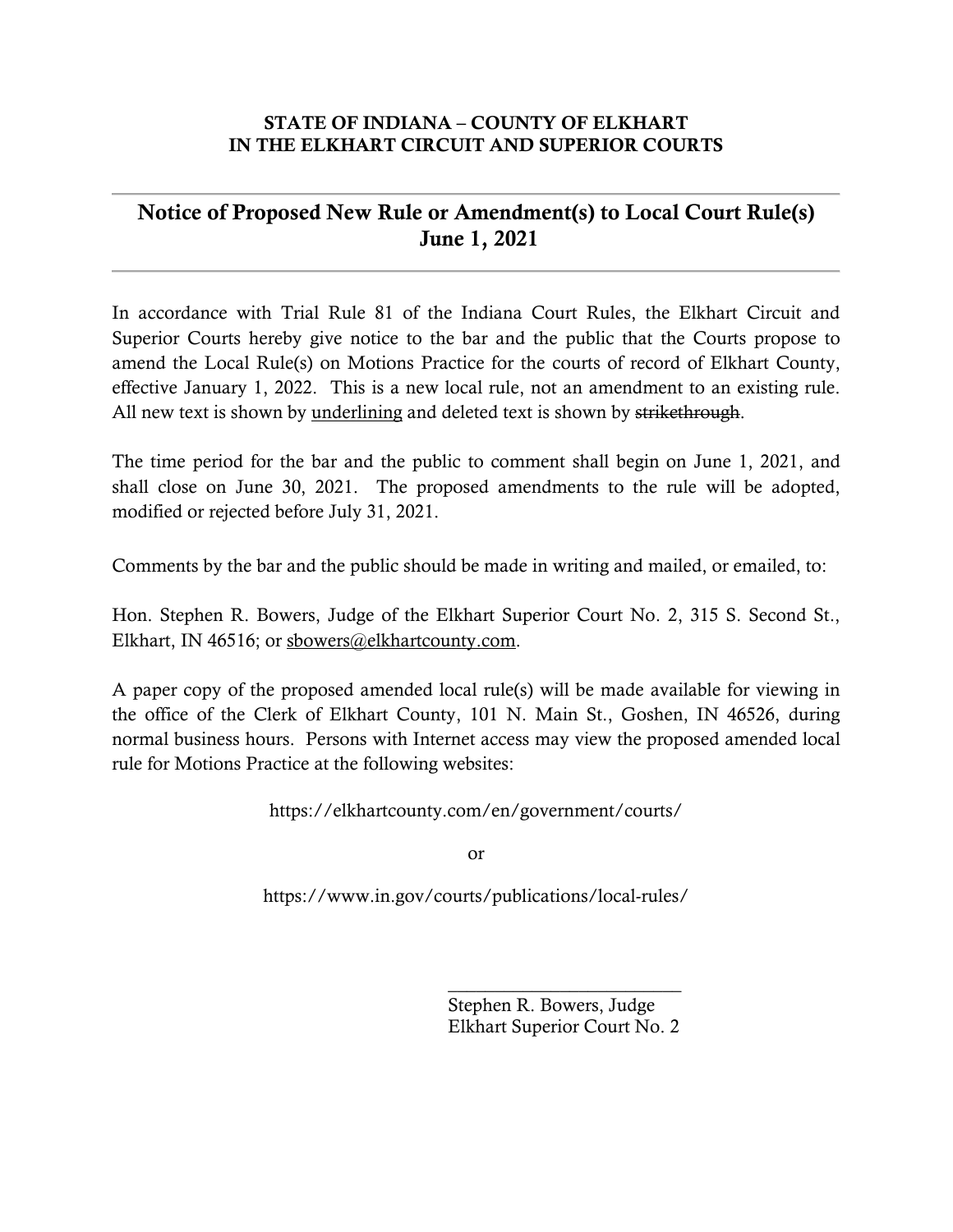**STATE OF INDIANA – COUNTY OF ELKHART**
**IN THE ELKHART CIRCUIT AND SUPERIOR COURTS**

---

## Notice of Proposed New Rule or Amendment(s) to Local Court Rule(s)
## June 1, 2021

---

In accordance with Trial Rule 81 of the Indiana Court Rules, the Elkhart Circuit and Superior Courts hereby give notice to the bar and the public that the Courts propose to amend the Local Rule(s) on Motions Practice for the courts of record of Elkhart County, effective January 1, 2022. This is a new local rule, not an amendment to an existing rule. All new text is shown by <u>underlining</u> and deleted text is shown by ~~strikethrough~~.

The time period for the bar and the public to comment shall begin on June 1, 2021, and shall close on June 30, 2021. The proposed amendments to the rule will be adopted, modified or rejected before July 31, 2021.

Comments by the bar and the public should be made in writing and mailed, or emailed, to:

Hon. Stephen R. Bowers, Judge of the Elkhart Superior Court No. 2, 315 S. Second St., Elkhart, IN 46516; or sbowers@elkhartcounty.com.

A paper copy of the proposed amended local rule(s) will be made available for viewing in the office of the Clerk of Elkhart County, 101 N. Main St., Goshen, IN 46526, during normal business hours. Persons with Internet access may view the proposed amended local rule for Motions Practice at the following websites:

https://elkhartcounty.com/en/government/courts/

or

https://www.in.gov/courts/publications/local-rules/

\_\_\_\_\_\_\_\_\_\_\_\_\_\_\_\_\_\_\_\_\_\_\_\_\_\_
Stephen R. Bowers, Judge
Elkhart Superior Court No. 2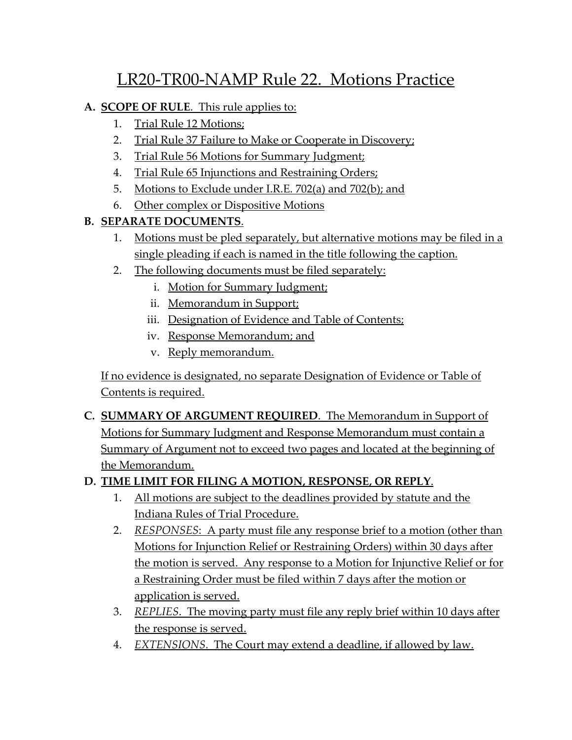# LR20-TR00-NAMP Rule 22. Motions Practice

**A. SCOPE OF RULE**. This rule applies to:

1. Trial Rule 12 Motions;
2. Trial Rule 37 Failure to Make or Cooperate in Discovery;
3. Trial Rule 56 Motions for Summary Judgment;
4. Trial Rule 65 Injunctions and Restraining Orders;
5. Motions to Exclude under I.R.E. 702(a) and 702(b); and
6. Other complex or Dispositive Motions

**B. SEPARATE DOCUMENTS**.

1. Motions must be pled separately, but alternative motions may be filed in a single pleading if each is named in the title following the caption.
2. The following documents must be filed separately:
   - i. Motion for Summary Judgment;
   - ii. Memorandum in Support;
   - iii. Designation of Evidence and Table of Contents;
   - iv. Response Memorandum; and
   - v. Reply memorandum.

If no evidence is designated, no separate Designation of Evidence or Table of Contents is required.

**C. SUMMARY OF ARGUMENT REQUIRED**. The Memorandum in Support of Motions for Summary Judgment and Response Memorandum must contain a Summary of Argument not to exceed two pages and located at the beginning of the Memorandum.

**D. TIME LIMIT FOR FILING A MOTION, RESPONSE, OR REPLY**.

1. All motions are subject to the deadlines provided by statute and the Indiana Rules of Trial Procedure.
2. *RESPONSES*: A party must file any response brief to a motion (other than Motions for Injunction Relief or Restraining Orders) within 30 days after the motion is served. Any response to a Motion for Injunctive Relief or for a Restraining Order must be filed within 7 days after the motion or application is served.
3. *REPLIES*. The moving party must file any reply brief within 10 days after the response is served.
4. *EXTENSIONS*. The Court may extend a deadline, if allowed by law.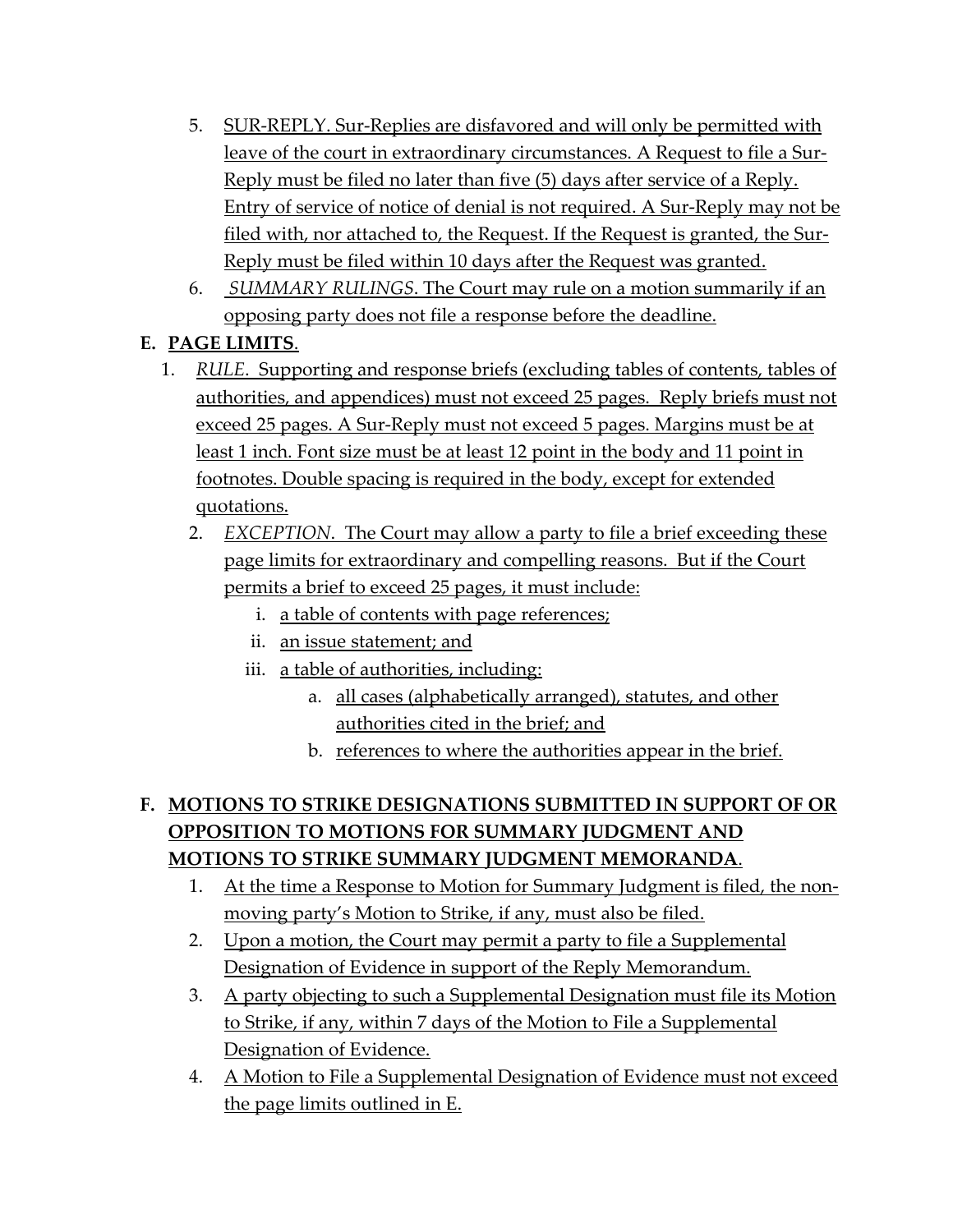5. SUR-REPLY. Sur-Replies are disfavored and will only be permitted with leave of the court in extraordinary circumstances. A Request to file a Sur-Reply must be filed no later than five (5) days after service of a Reply. Entry of service of notice of denial is not required. A Sur-Reply may not be filed with, nor attached to, the Request. If the Request is granted, the Sur-Reply must be filed within 10 days after the Request was granted.
6. *SUMMARY RULINGS*. The Court may rule on a motion summarily if an opposing party does not file a response before the deadline.

**E. PAGE LIMITS**.

1. *RULE*. Supporting and response briefs (excluding tables of contents, tables of authorities, and appendices) must not exceed 25 pages. Reply briefs must not exceed 25 pages. A Sur-Reply must not exceed 5 pages. Margins must be at least 1 inch. Font size must be at least 12 point in the body and 11 point in footnotes. Double spacing is required in the body, except for extended quotations.
   2. *EXCEPTION*. The Court may allow a party to file a brief exceeding these page limits for extraordinary and compelling reasons. But if the Court permits a brief to exceed 25 pages, it must include:
      i. a table of contents with page references;
      ii. an issue statement; and
      iii. a table of authorities, including:
         a. all cases (alphabetically arranged), statutes, and other authorities cited in the brief; and
         b. references to where the authorities appear in the brief.

**F. MOTIONS TO STRIKE DESIGNATIONS SUBMITTED IN SUPPORT OF OR OPPOSITION TO MOTIONS FOR SUMMARY JUDGMENT AND MOTIONS TO STRIKE SUMMARY JUDGMENT MEMORANDA**.

1. At the time a Response to Motion for Summary Judgment is filed, the non-moving party's Motion to Strike, if any, must also be filed.
2. Upon a motion, the Court may permit a party to file a Supplemental Designation of Evidence in support of the Reply Memorandum.
3. A party objecting to such a Supplemental Designation must file its Motion to Strike, if any, within 7 days of the Motion to File a Supplemental Designation of Evidence.
4. A Motion to File a Supplemental Designation of Evidence must not exceed the page limits outlined in E.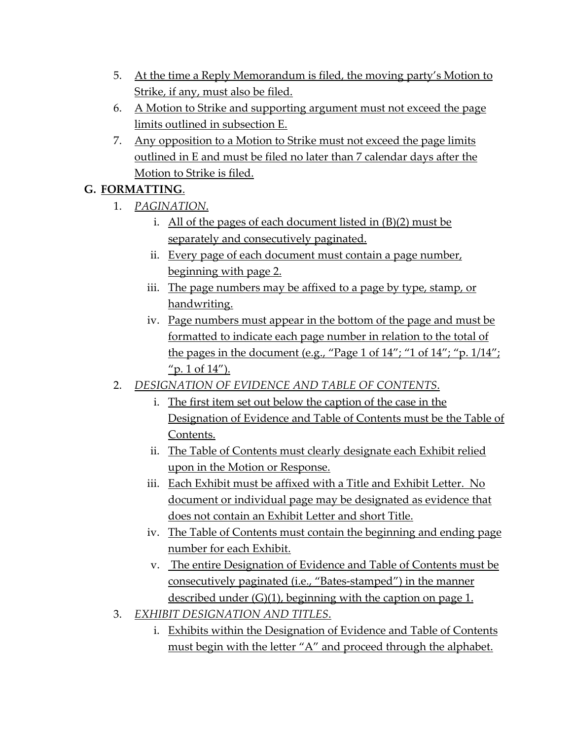5. At the time a Reply Memorandum is filed, the moving party's Motion to Strike, if any, must also be filed.
6. A Motion to Strike and supporting argument must not exceed the page limits outlined in subsection E.
7. Any opposition to a Motion to Strike must not exceed the page limits outlined in E and must be filed no later than 7 calendar days after the Motion to Strike is filed.

**G. FORMATTING**.

1. *PAGINATION*.
    i. All of the pages of each document listed in (B)(2) must be separately and consecutively paginated.
    ii. Every page of each document must contain a page number, beginning with page 2.
    iii. The page numbers may be affixed to a page by type, stamp, or handwriting.
    iv. Page numbers must appear in the bottom of the page and must be formatted to indicate each page number in relation to the total of the pages in the document (e.g., "Page 1 of 14"; "1 of 14"; "p. 1/14"; "p. 1 of 14").
2. *DESIGNATION OF EVIDENCE AND TABLE OF CONTENTS*.
    i. The first item set out below the caption of the case in the Designation of Evidence and Table of Contents must be the Table of Contents.
    ii. The Table of Contents must clearly designate each Exhibit relied upon in the Motion or Response.
    iii. Each Exhibit must be affixed with a Title and Exhibit Letter. No document or individual page may be designated as evidence that does not contain an Exhibit Letter and short Title.
    iv. The Table of Contents must contain the beginning and ending page number for each Exhibit.
    v. The entire Designation of Evidence and Table of Contents must be consecutively paginated (i.e., "Bates-stamped") in the manner described under (G)(1), beginning with the caption on page 1.
3. *EXHIBIT DESIGNATION AND TITLES*.
    i. Exhibits within the Designation of Evidence and Table of Contents must begin with the letter "A" and proceed through the alphabet.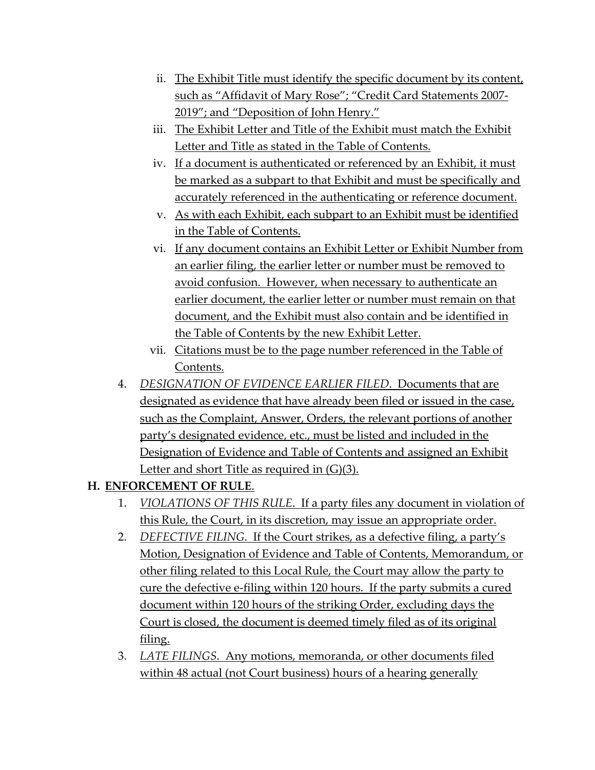ii. The Exhibit Title must identify the specific document by its content, such as "Affidavit of Mary Rose"; "Credit Card Statements 2007-2019"; and "Deposition of John Henry."

   iii. The Exhibit Letter and Title of the Exhibit must match the Exhibit Letter and Title as stated in the Table of Contents.

   iv. If a document is authenticated or referenced by an Exhibit, it must be marked as a subpart to that Exhibit and must be specifically and accurately referenced in the authenticating or reference document.

   v. As with each Exhibit, each subpart to an Exhibit must be identified in the Table of Contents.

   vi. If any document contains an Exhibit Letter or Exhibit Number from an earlier filing, the earlier letter or number must be removed to avoid confusion. However, when necessary to authenticate an earlier document, the earlier letter or number must remain on that document, and the Exhibit must also contain and be identified in the Table of Contents by the new Exhibit Letter.

   vii. Citations must be to the page number referenced in the Table of Contents.

4. *DESIGNATION OF EVIDENCE EARLIER FILED*. Documents that are designated as evidence that have already been filed or issued in the case, such as the Complaint, Answer, Orders, the relevant portions of another party's designated evidence, etc., must be listed and included in the Designation of Evidence and Table of Contents and assigned an Exhibit Letter and short Title as required in (G)(3).

**H. ENFORCEMENT OF RULE.**

1. *VIOLATIONS OF THIS RULE*. If a party files any document in violation of this Rule, the Court, in its discretion, may issue an appropriate order.
2. *DEFECTIVE FILING*. If the Court strikes, as a defective filing, a party's Motion, Designation of Evidence and Table of Contents, Memorandum, or other filing related to this Local Rule, the Court may allow the party to cure the defective e-filing within 120 hours. If the party submits a cured document within 120 hours of the striking Order, excluding days the Court is closed, the document is deemed timely filed as of its original filing.
3. *LATE FILINGS*. Any motions, memoranda, or other documents filed within 48 actual (not Court business) hours of a hearing generally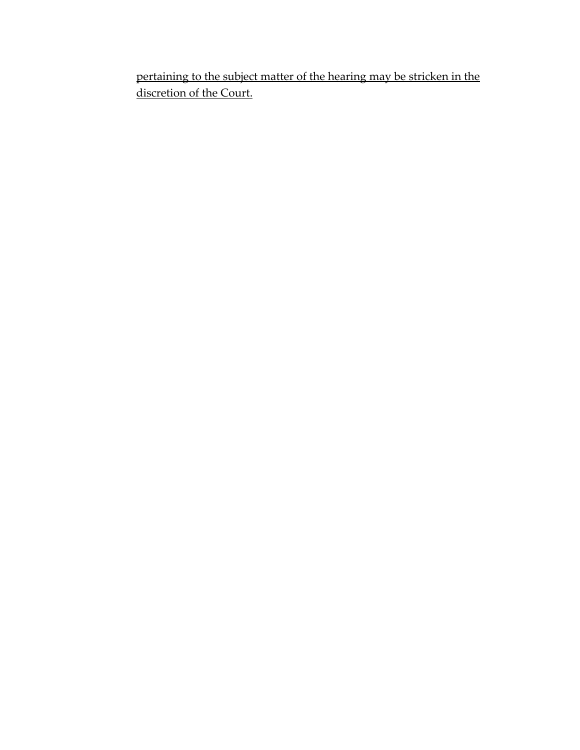<u>pertaining to the subject matter of the hearing may be stricken in the discretion of the Court.</u>